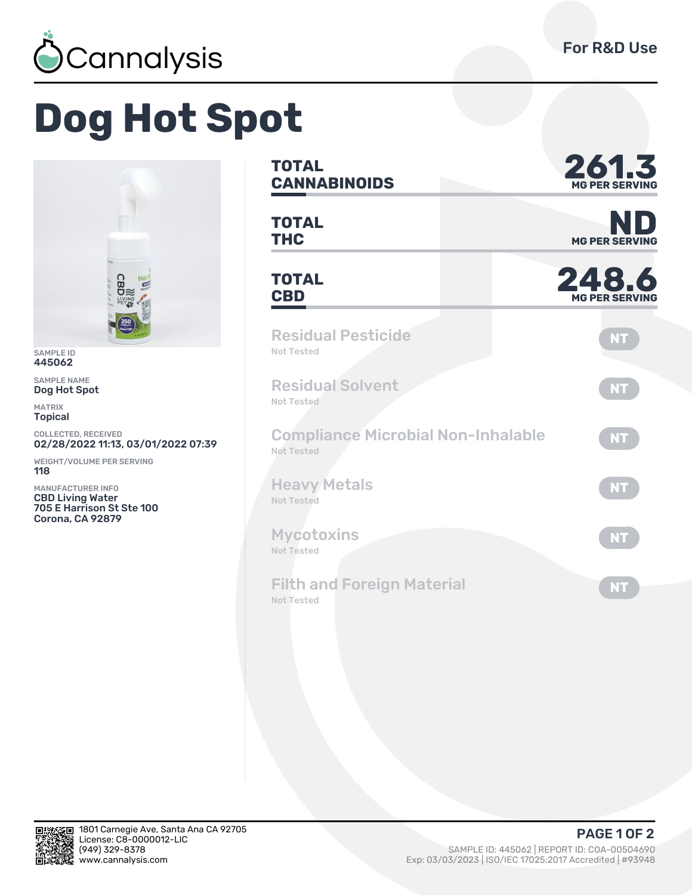Cannalysis

For R&D Use

# Dog Hot Spot

SAMPLE ID
445062

SAMPLE NAME
Dog Hot Spot

MATRIX
Topical

COLLECTED, RECEIVED
02/28/2022 11:13, 03/01/2022 07:39

WEIGHT/VOLUME PER SERVING
118

MANUFACTURER INFO
CBD Living Water
705 E Harrison St Ste 100
Corona, CA 92879

| | |
|---|---|
| **TOTAL CANNABINOIDS** | **261.3** MG PER SERVING |
| **TOTAL THC** | **ND** MG PER SERVING |
| **TOTAL CBD** | **248.6** MG PER SERVING |

| Test | Status |
|---|---|
| Residual Pesticide (Not Tested) | NT |
| Residual Solvent (Not Tested) | NT |
| Compliance Microbial Non-Inhalable (Not Tested) | NT |
| Heavy Metals (Not Tested) | NT |
| Mycotoxins (Not Tested) | NT |
| Filth and Foreign Material (Not Tested) | NT |

1801 Carnegie Ave, Santa Ana CA 92705
License: C8-0000012-LIC
(949) 329-8378
www.cannalysis.com

SAMPLE ID: 445062 | REPORT ID: COA-00504690
Exp: 03/03/2023 | ISO/IEC 17025:2017 Accredited | #93948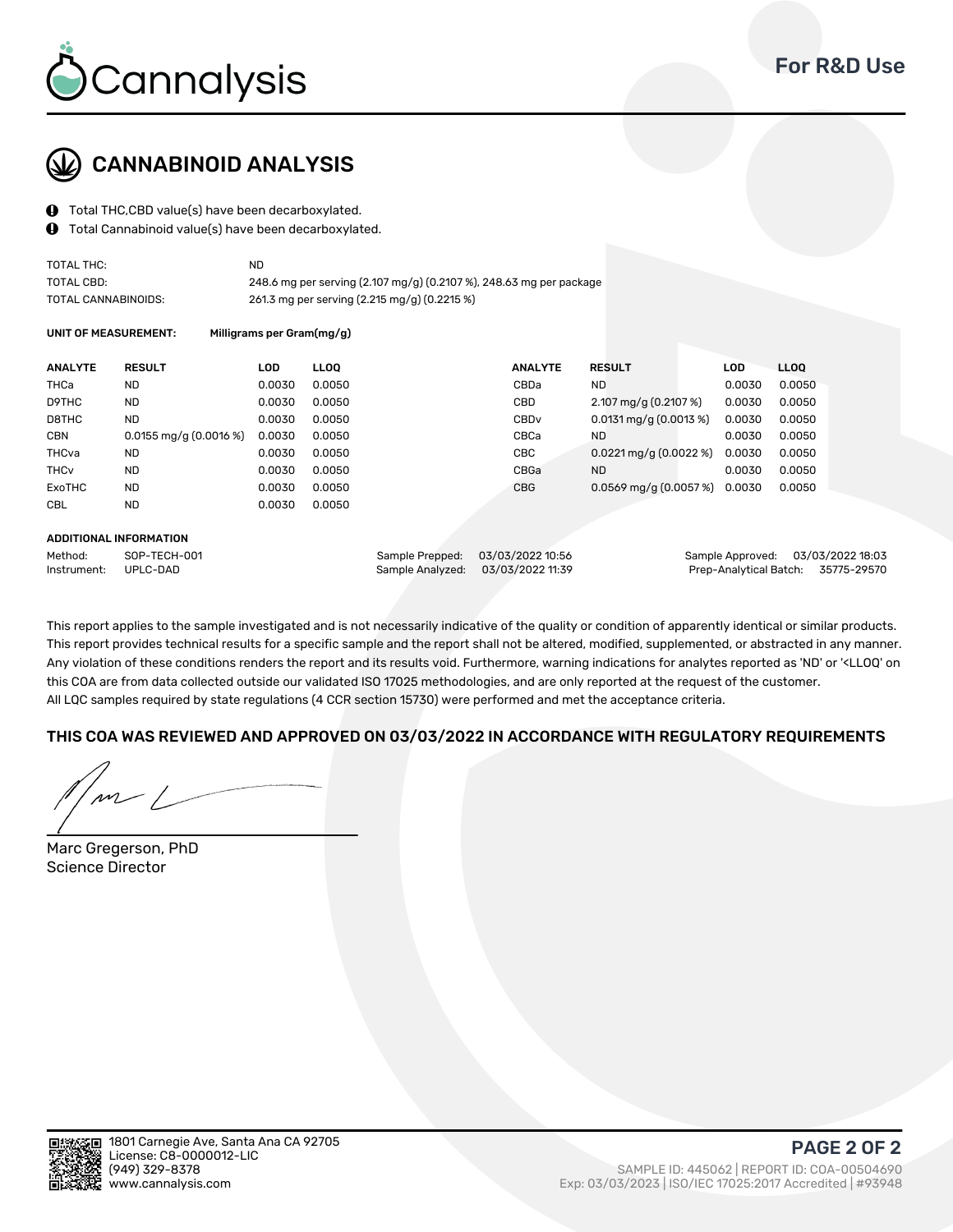Cannalysis

For R&D Use

## CANNABINOID ANALYSIS

- Total THC,CBD value(s) have been decarboxylated.
- Total Cannabinoid value(s) have been decarboxylated.

| | |
|---|---|
| TOTAL THC: | ND |
| TOTAL CBD: | 248.6 mg per serving (2.107 mg/g) (0.2107 %), 248.63 mg per package |
| TOTAL CANNABINOIDS: | 261.3 mg per serving (2.215 mg/g) (0.2215 %) |

**UNIT OF MEASUREMENT:** **Milligrams per Gram(mg/g)**

| ANALYTE | RESULT | LOD | LLOQ | ANALYTE | RESULT | LOD | LLOQ |
|---|---|---|---|---|---|---|---|
| THCa | ND | 0.0030 | 0.0050 | CBDa | ND | 0.0030 | 0.0050 |
| D9THC | ND | 0.0030 | 0.0050 | CBD | 2.107 mg/g (0.2107 %) | 0.0030 | 0.0050 |
| D8THC | ND | 0.0030 | 0.0050 | CBDv | 0.0131 mg/g (0.0013 %) | 0.0030 | 0.0050 |
| CBN | 0.0155 mg/g (0.0016 %) | 0.0030 | 0.0050 | CBCa | ND | 0.0030 | 0.0050 |
| THCva | ND | 0.0030 | 0.0050 | CBC | 0.0221 mg/g (0.0022 %) | 0.0030 | 0.0050 |
| THCv | ND | 0.0030 | 0.0050 | CBGa | ND | 0.0030 | 0.0050 |
| ExoTHC | ND | 0.0030 | 0.0050 | CBG | 0.0569 mg/g (0.0057 %) | 0.0030 | 0.0050 |
| CBL | ND | 0.0030 | 0.0050 | | | | |

**ADDITIONAL INFORMATION**

| | | | | | |
|---|---|---|---|---|---|
| Method: | SOP-TECH-001 | Sample Prepped: | 03/03/2022 10:56 | Sample Approved: | 03/03/2022 18:03 |
| Instrument: | UPLC-DAD | Sample Analyzed: | 03/03/2022 11:39 | Prep-Analytical Batch: | 35775-29570 |

This report applies to the sample investigated and is not necessarily indicative of the quality or condition of apparently identical or similar products. This report provides technical results for a specific sample and the report shall not be altered, modified, supplemented, or abstracted in any manner. Any violation of these conditions renders the report and its results void. Furthermore, warning indications for analytes reported as 'ND' or '<LLOQ' on this COA are from data collected outside our validated ISO 17025 methodologies, and are only reported at the request of the customer. All LQC samples required by state regulations (4 CCR section 15730) were performed and met the acceptance criteria.

**THIS COA WAS REVIEWED AND APPROVED ON 03/03/2022 IN ACCORDANCE WITH REGULATORY REQUIREMENTS**

Marc Gregerson, PhD
Science Director

1801 Carnegie Ave, Santa Ana CA 92705
License: C8-0000012-LIC
(949) 329-8378
www.cannalysis.com

SAMPLE ID: 445062 | REPORT ID: COA-00504690
Exp: 03/03/2023 | ISO/IEC 17025:2017 Accredited | #93948